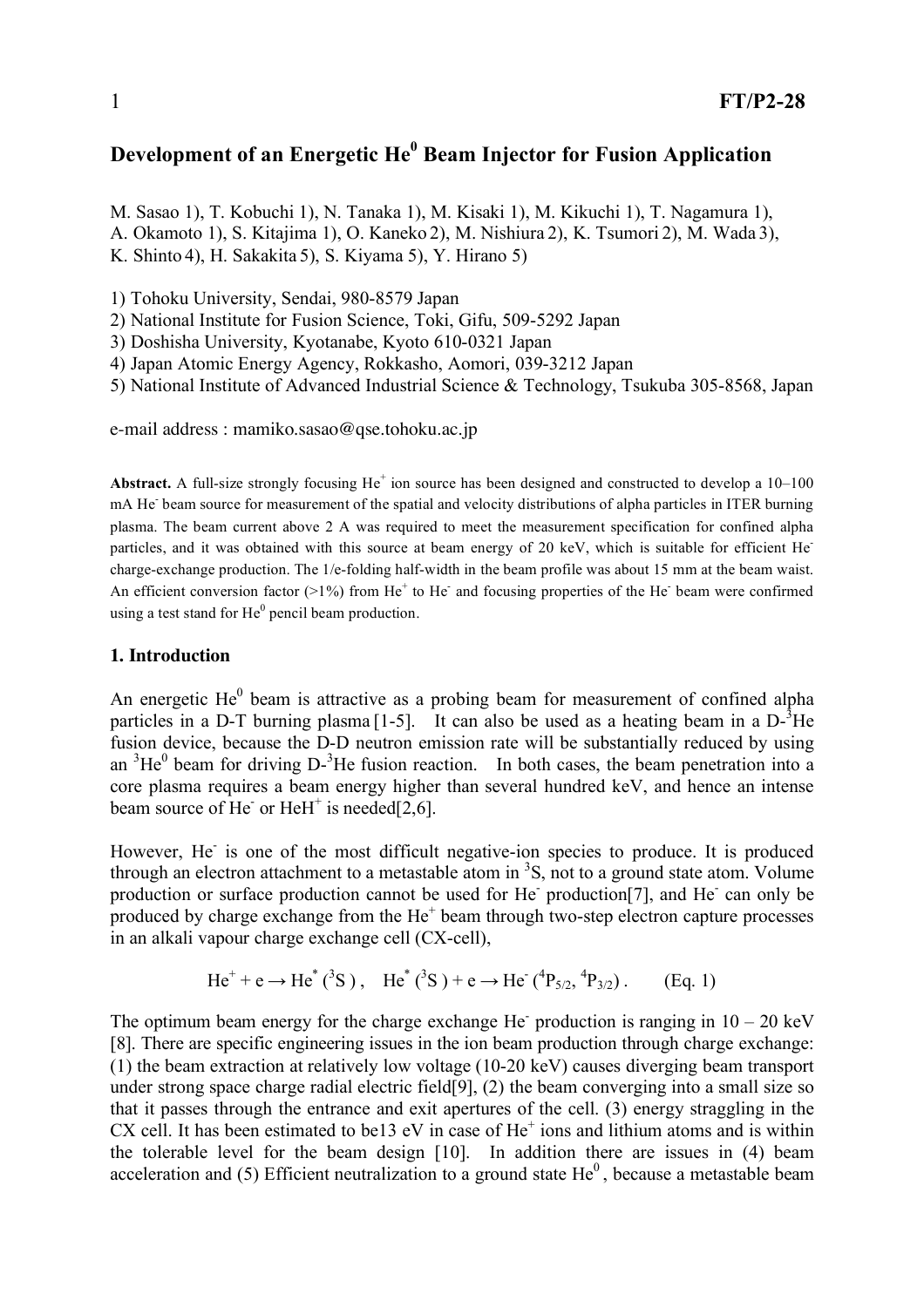# Development of an Energetic $He^0$ Beam Injector for Fusion Application

M. Sasao 1), T. Kobuchi 1), N. Tanaka 1), M. Kisaki 1), M. Kikuchi 1), T. Nagamura 1), A. Okamoto 1), S. Kitajima 1), O. Kaneko 2), M. Nishiura 2), K. Tsumori 2), M. Wada 3), K. Shinto 4), H. Sakakita 5), S. Kiyama 5), Y. Hirano 5)

1) Tohoku University, Sendai, 980-8579 Japan
2) National Institute for Fusion Science, Toki, Gifu, 509-5292 Japan
3) Doshisha University, Kyotanabe, Kyoto 610-0321 Japan
4) Japan Atomic Energy Agency, Rokkasho, Aomori, 039-3212 Japan
5) National Institute of Advanced Industrial Science & Technology, Tsukuba 305-8568, Japan

e-mail address : mamiko.sasao@qse.tohoku.ac.jp

**Abstract.** A full-size strongly focusing $He^+$ ion source has been designed and constructed to develop a 10–100 mA $He^-$ beam source for measurement of the spatial and velocity distributions of alpha particles in ITER burning plasma. The beam current above 2 A was required to meet the measurement specification for confined alpha particles, and it was obtained with this source at beam energy of 20 keV, which is suitable for efficient $He^-$ charge-exchange production. The 1/e-folding half-width in the beam profile was about 15 mm at the beam waist. An efficient conversion factor (>1%) from $He^+$ to $He^-$ and focusing properties of the $He^-$ beam were confirmed using a test stand for $He^0$ pencil beam production.

## 1. Introduction

An energetic $He^0$ beam is attractive as a probing beam for measurement of confined alpha particles in a D-T burning plasma [1-5]. It can also be used as a heating beam in a D-$^3He$ fusion device, because the D-D neutron emission rate will be substantially reduced by using an $^3He^0$ beam for driving D-$^3He$ fusion reaction. In both cases, the beam penetration into a core plasma requires a beam energy higher than several hundred keV, and hence an intense beam source of $He^-$ or $HeH^+$ is needed[2,6].

However, $He^-$ is one of the most difficult negative-ion species to produce. It is produced through an electron attachment to a metastable atom in $^3S$, not to a ground state atom. Volume production or surface production cannot be used for $He^-$ production[7], and $He^-$ can only be produced by charge exchange from the $He^+$ beam through two-step electron capture processes in an alkali vapour charge exchange cell (CX-cell),

$$He^+ + e \rightarrow He^*\,(^3S)\,, \quad He^*\,(^3S) + e \rightarrow He^-\,(^4P_{5/2},\, ^4P_{3/2})\,. \qquad \text{(Eq. 1)}$$

The optimum beam energy for the charge exchange $He^-$ production is ranging in 10 – 20 keV [8]. There are specific engineering issues in the ion beam production through charge exchange: (1) the beam extraction at relatively low voltage (10-20 keV) causes diverging beam transport under strong space charge radial electric field[9], (2) the beam converging into a small size so that it passes through the entrance and exit apertures of the cell. (3) energy straggling in the CX cell. It has been estimated to be13 eV in case of $He^+$ ions and lithium atoms and is within the tolerable level for the beam design [10]. In addition there are issues in (4) beam acceleration and (5) Efficient neutralization to a ground state $He^0$, because a metastable beam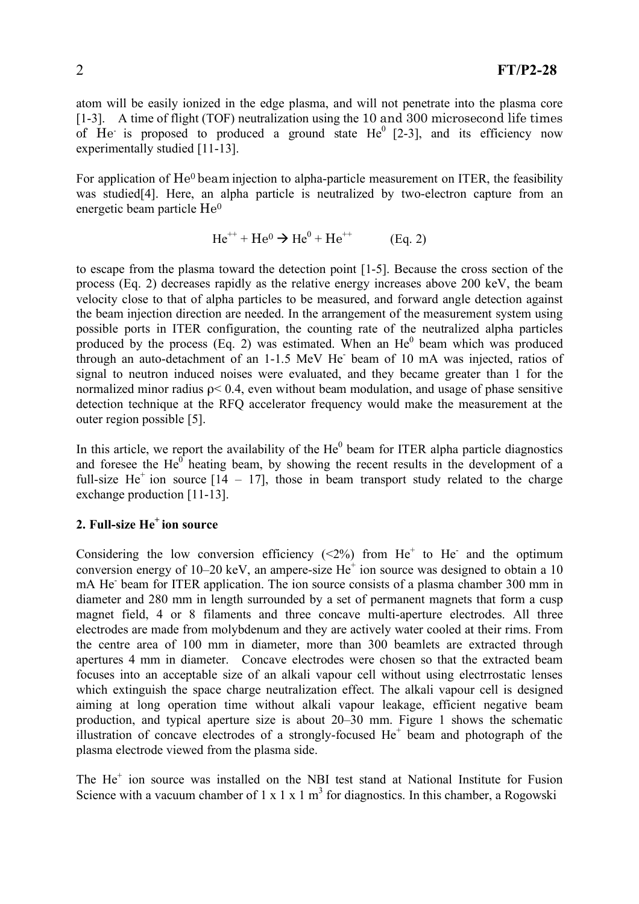atom will be easily ionized in the edge plasma, and will not penetrate into the plasma core [1-3]. A time of flight (TOF) neutralization using the 10 and 300 microsecond life times of $He^-$ is proposed to produced a ground state $He^0$ [2-3], and its efficiency now experimentally studied [11-13].

For application of $He^0$ beam injection to alpha-particle measurement on ITER, the feasibility was studied[4]. Here, an alpha particle is neutralized by two-electron capture from an energetic beam particle $He^0$

$$He^{++} + He^0 \rightarrow He^0 + He^{++} \qquad \text{(Eq. 2)}$$

to escape from the plasma toward the detection point [1-5]. Because the cross section of the process (Eq. 2) decreases rapidly as the relative energy increases above 200 keV, the beam velocity close to that of alpha particles to be measured, and forward angle detection against the beam injection direction are needed. In the arrangement of the measurement system using possible ports in ITER configuration, the counting rate of the neutralized alpha particles produced by the process (Eq. 2) was estimated. When an $He^0$ beam which was produced through an auto-detachment of an 1-1.5 MeV $He^-$ beam of 10 mA was injected, ratios of signal to neutron induced noises were evaluated, and they became greater than 1 for the normalized minor radius $\rho < 0.4$, even without beam modulation, and usage of phase sensitive detection technique at the RFQ accelerator frequency would make the measurement at the outer region possible [5].

In this article, we report the availability of the $He^0$ beam for ITER alpha particle diagnostics and foresee the $He^0$ heating beam, by showing the recent results in the development of a full-size $He^+$ ion source [14 – 17], those in beam transport study related to the charge exchange production [11-13].

## 2. Full-size $He^+$ ion source

Considering the low conversion efficiency (<2%) from $He^+$ to $He^-$ and the optimum conversion energy of 10–20 keV, an ampere-size $He^+$ ion source was designed to obtain a 10 mA $He^-$ beam for ITER application. The ion source consists of a plasma chamber 300 mm in diameter and 280 mm in length surrounded by a set of permanent magnets that form a cusp magnet field, 4 or 8 filaments and three concave multi-aperture electrodes. All three electrodes are made from molybdenum and they are actively water cooled at their rims. From the centre area of 100 mm in diameter, more than 300 beamlets are extracted through apertures 4 mm in diameter. Concave electrodes were chosen so that the extracted beam focuses into an acceptable size of an alkali vapour cell without using electrrostatic lenses which extinguish the space charge neutralization effect. The alkali vapour cell is designed aiming at long operation time without alkali vapour leakage, efficient negative beam production, and typical aperture size is about 20–30 mm. Figure 1 shows the schematic illustration of concave electrodes of a strongly-focused $He^+$ beam and photograph of the plasma electrode viewed from the plasma side.

The $He^+$ ion source was installed on the NBI test stand at National Institute for Fusion Science with a vacuum chamber of 1 x 1 x 1 $m^3$ for diagnostics. In this chamber, a Rogowski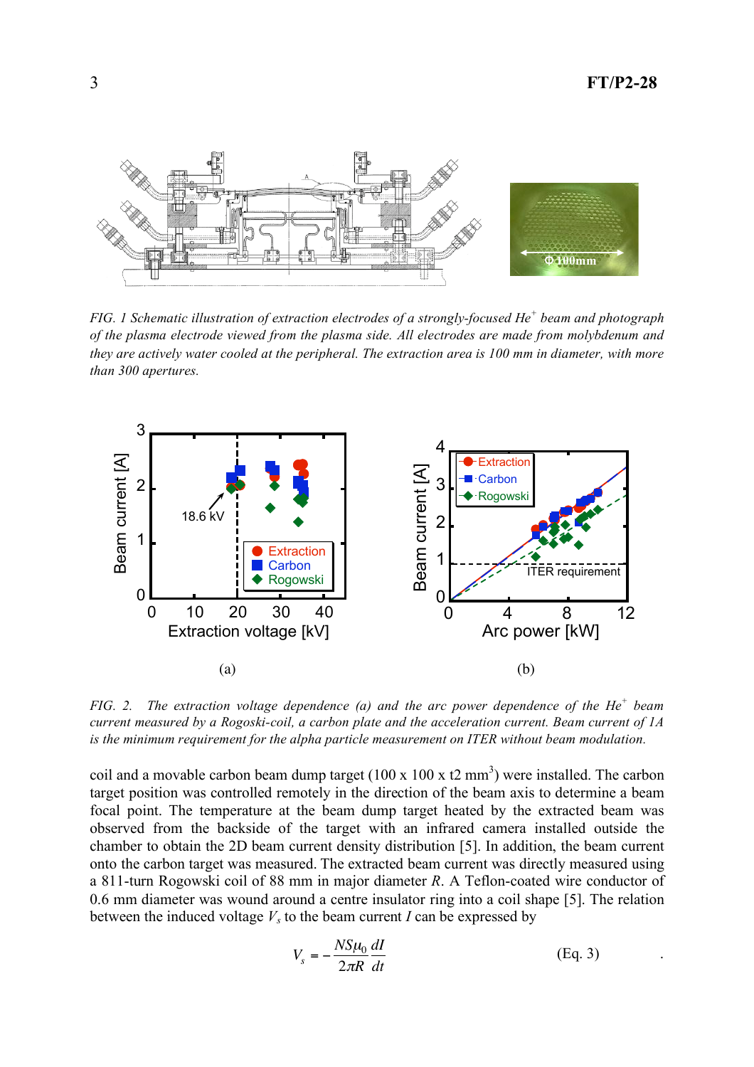*FIG. 1 Schematic illustration of extraction electrodes of a strongly-focused He$^+$ beam and photograph of the plasma electrode viewed from the plasma side. All electrodes are made from molybdenum and they are actively water cooled at the peripheral. The extraction area is 100 mm in diameter, with more than 300 apertures.*

(a)

(b)

*FIG. 2. The extraction voltage dependence (a) and the arc power dependence of the He$^+$ beam current measured by a Rogoski-coil, a carbon plate and the acceleration current. Beam current of 1A is the minimum requirement for the alpha particle measurement on ITER without beam modulation.*

coil and a movable carbon beam dump target (100 x 100 x t2 mm$^3$) were installed. The carbon target position was controlled remotely in the direction of the beam axis to determine a beam focal point. The temperature at the beam dump target heated by the extracted beam was observed from the backside of the target with an infrared camera installed outside the chamber to obtain the 2D beam current density distribution [5]. In addition, the beam current onto the carbon target was measured. The extracted beam current was directly measured using a 811-turn Rogowski coil of 88 mm in major diameter $R$. A Teflon-coated wire conductor of 0.6 mm diameter was wound around a centre insulator ring into a coil shape [5]. The relation between the induced voltage $V_s$ to the beam current $I$ can be expressed by

$$V_s = -\frac{NS\mu_0}{2\pi R}\frac{dI}{dt} \qquad \text{(Eq. 3)}$$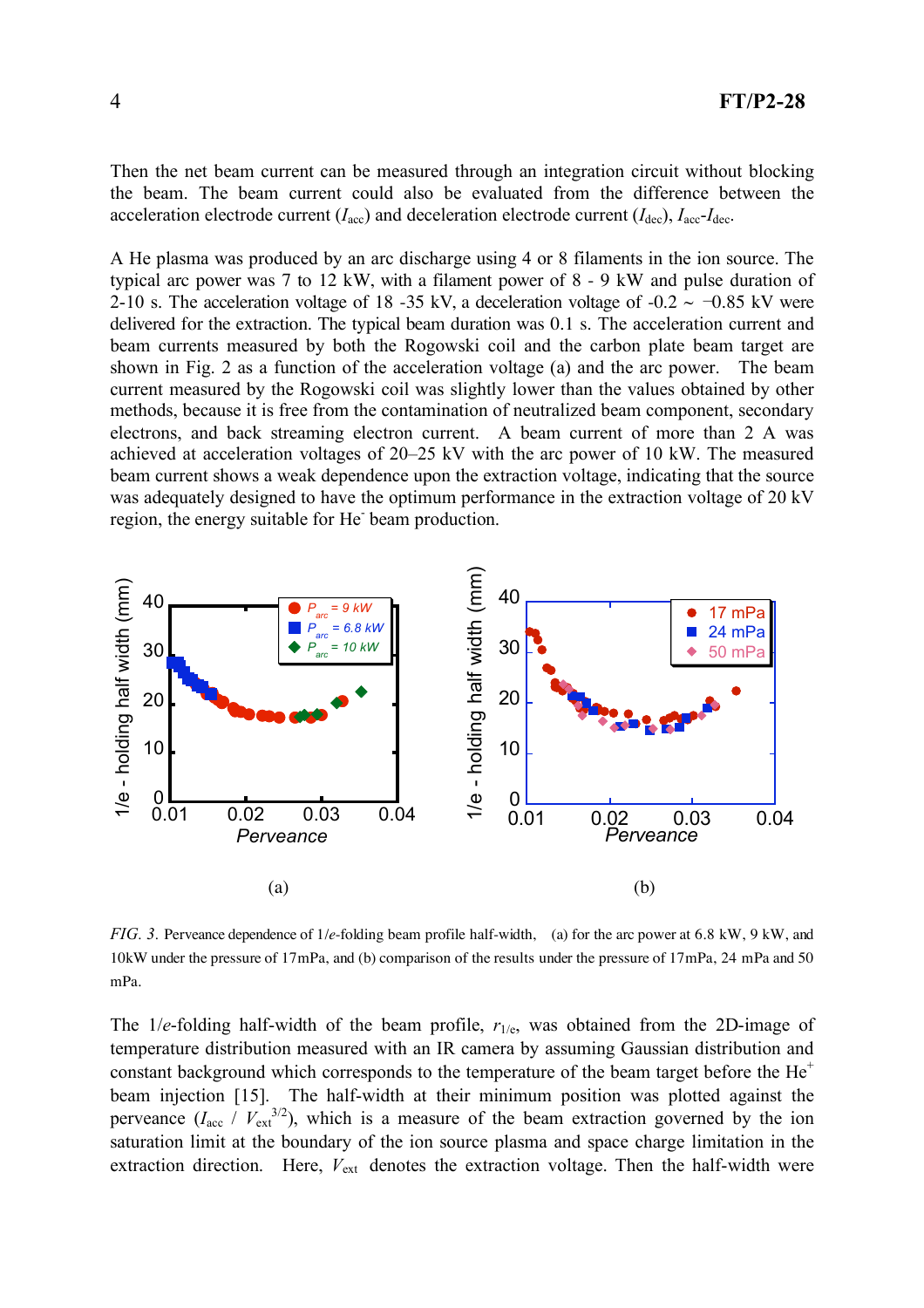Then the net beam current can be measured through an integration circuit without blocking the beam. The beam current could also be evaluated from the difference between the acceleration electrode current ($I_{acc}$) and deceleration electrode current ($I_{dec}$), $I_{acc}$-$I_{dec}$.

A He plasma was produced by an arc discharge using 4 or 8 filaments in the ion source. The typical arc power was 7 to 12 kW, with a filament power of 8 - 9 kW and pulse duration of 2-10 s. The acceleration voltage of 18 -35 kV, a deceleration voltage of -0.2 ~ −0.85 kV were delivered for the extraction. The typical beam duration was 0.1 s. The acceleration current and beam currents measured by both the Rogowski coil and the carbon plate beam target are shown in Fig. 2 as a function of the acceleration voltage (a) and the arc power. The beam current measured by the Rogowski coil was slightly lower than the values obtained by other methods, because it is free from the contamination of neutralized beam component, secondary electrons, and back streaming electron current. A beam current of more than 2 A was achieved at acceleration voltages of 20–25 kV with the arc power of 10 kW. The measured beam current shows a weak dependence upon the extraction voltage, indicating that the source was adequately designed to have the optimum performance in the extraction voltage of 20 kV region, the energy suitable for $He^-$ beam production.

*FIG. 3.* Perveance dependence of 1/*e*-folding beam profile half-width, (a) for the arc power at 6.8 kW, 9 kW, and 10kW under the pressure of 17mPa, and (b) comparison of the results under the pressure of 17mPa, 24 mPa and 50 mPa.

The 1/*e*-folding half-width of the beam profile, $r_{1/e}$, was obtained from the 2D-image of temperature distribution measured with an IR camera by assuming Gaussian distribution and constant background which corresponds to the temperature of the beam target before the $He^+$ beam injection [15]. The half-width at their minimum position was plotted against the perveance ($I_{acc}$ / $V_{ext}^{3/2}$), which is a measure of the beam extraction governed by the ion saturation limit at the boundary of the ion source plasma and space charge limitation in the extraction direction. Here, $V_{ext}$ denotes the extraction voltage. Then the half-width were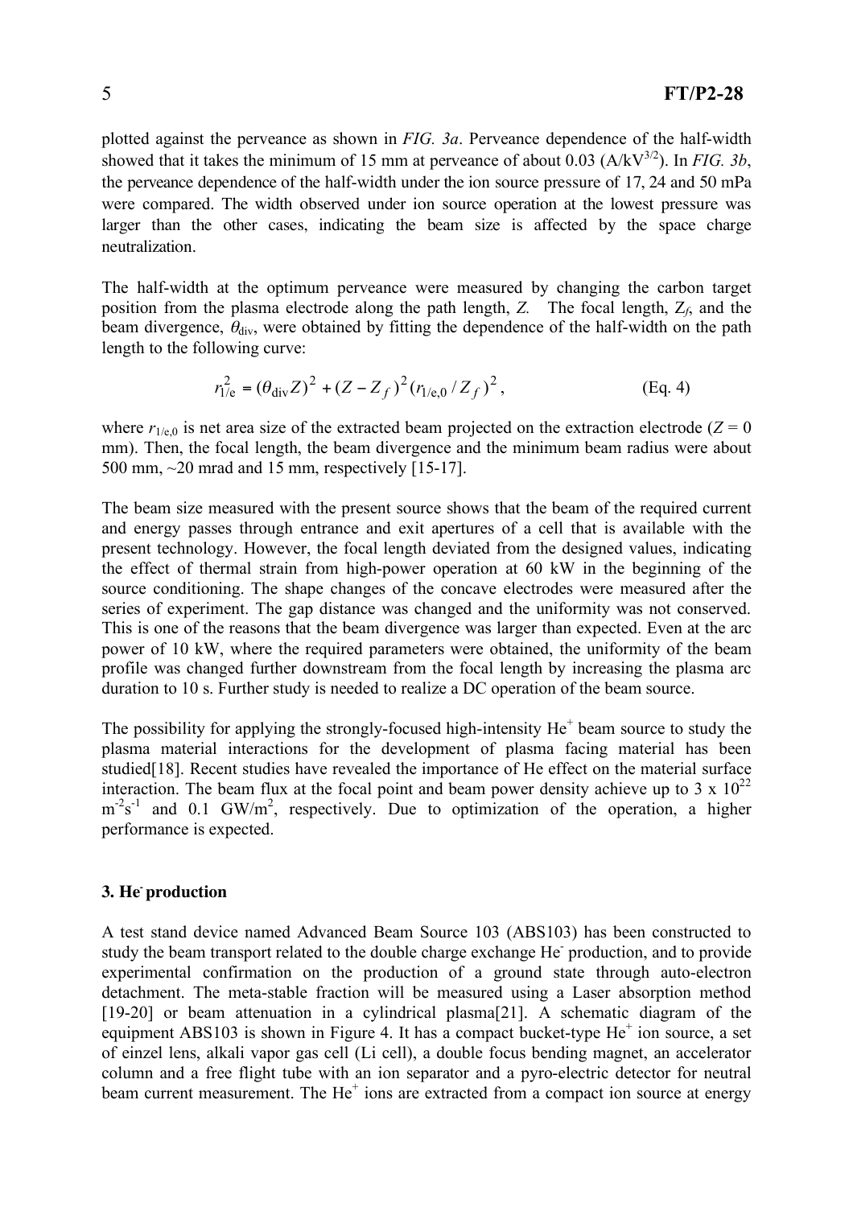plotted against the perveance as shown in *FIG. 3a*. Perveance dependence of the half-width showed that it takes the minimum of 15 mm at perveance of about 0.03 ($A/kV^{3/2}$). In *FIG. 3b*, the perveance dependence of the half-width under the ion source pressure of 17, 24 and 50 mPa were compared. The width observed under ion source operation at the lowest pressure was larger than the other cases, indicating the beam size is affected by the space charge neutralization.

The half-width at the optimum perveance were measured by changing the carbon target position from the plasma electrode along the path length, $Z$. The focal length, $Z_f$, and the beam divergence, $\theta_{div}$, were obtained by fitting the dependence of the half-width on the path length to the following curve:

$$r_{1/e}^2 = (\theta_{div} Z)^2 + (Z - Z_f)^2 (r_{1/e,0} / Z_f)^2, \qquad \text{(Eq. 4)}$$

where $r_{1/e,0}$ is net area size of the extracted beam projected on the extraction electrode ($Z = 0$ mm). Then, the focal length, the beam divergence and the minimum beam radius were about 500 mm, ~20 mrad and 15 mm, respectively [15-17].

The beam size measured with the present source shows that the beam of the required current and energy passes through entrance and exit apertures of a cell that is available with the present technology. However, the focal length deviated from the designed values, indicating the effect of thermal strain from high-power operation at 60 kW in the beginning of the source conditioning. The shape changes of the concave electrodes were measured after the series of experiment. The gap distance was changed and the uniformity was not conserved. This is one of the reasons that the beam divergence was larger than expected. Even at the arc power of 10 kW, where the required parameters were obtained, the uniformity of the beam profile was changed further downstream from the focal length by increasing the plasma arc duration to 10 s. Further study is needed to realize a DC operation of the beam source.

The possibility for applying the strongly-focused high-intensity $He^+$ beam source to study the plasma material interactions for the development of plasma facing material has been studied[18]. Recent studies have revealed the importance of He effect on the material surface interaction. The beam flux at the focal point and beam power density achieve up to $3 \times 10^{22}$ $m^{-2}s^{-1}$ and 0.1 $GW/m^2$, respectively. Due to optimization of the operation, a higher performance is expected.

### 3. $He^-$ production

A test stand device named Advanced Beam Source 103 (ABS103) has been constructed to study the beam transport related to the double charge exchange $He^-$ production, and to provide experimental confirmation on the production of a ground state through auto-electron detachment. The meta-stable fraction will be measured using a Laser absorption method [19-20] or beam attenuation in a cylindrical plasma[21]. A schematic diagram of the equipment ABS103 is shown in Figure 4. It has a compact bucket-type $He^+$ ion source, a set of einzel lens, alkali vapor gas cell (Li cell), a double focus bending magnet, an accelerator column and a free flight tube with an ion separator and a pyro-electric detector for neutral beam current measurement. The $He^+$ ions are extracted from a compact ion source at energy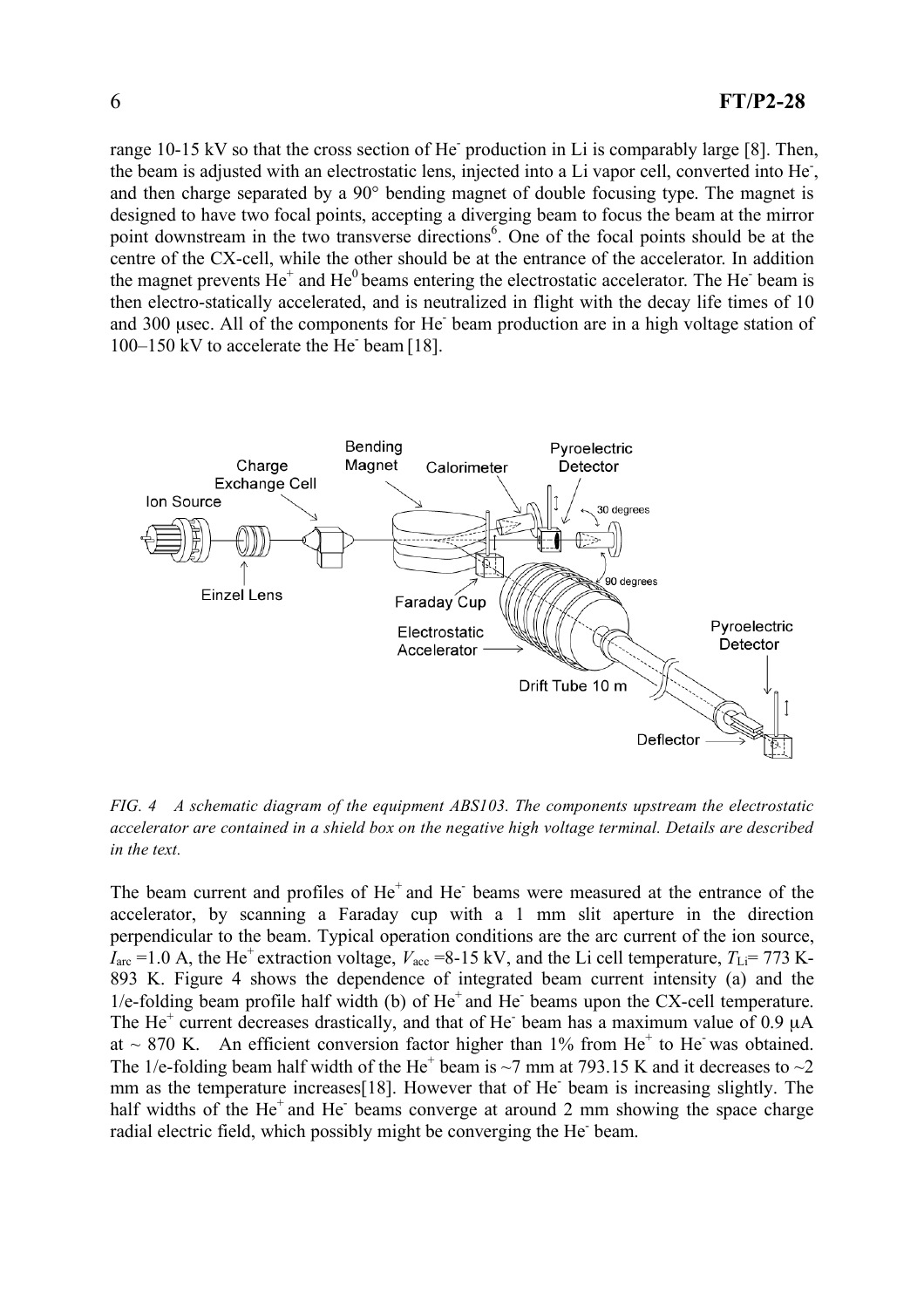range 10-15 kV so that the cross section of $He^-$ production in Li is comparably large [8]. Then, the beam is adjusted with an electrostatic lens, injected into a Li vapor cell, converted into $He^-$, and then charge separated by a 90° bending magnet of double focusing type. The magnet is designed to have two focal points, accepting a diverging beam to focus the beam at the mirror point downstream in the two transverse directions[6]. One of the focal points should be at the centre of the CX-cell, while the other should be at the entrance of the accelerator. In addition the magnet prevents $He^+$ and $He^0$ beams entering the electrostatic accelerator. The $He^-$ beam is then electro-statically accelerated, and is neutralized in flight with the decay life times of 10 and 300 μsec. All of the components for $He^-$ beam production are in a high voltage station of 100–150 kV to accelerate the $He^-$ beam [18].

*FIG. 4 A schematic diagram of the equipment ABS103. The components upstream the electrostatic accelerator are contained in a shield box on the negative high voltage terminal. Details are described in the text.*

The beam current and profiles of $He^+$ and $He^-$ beams were measured at the entrance of the accelerator, by scanning a Faraday cup with a 1 mm slit aperture in the direction perpendicular to the beam. Typical operation conditions are the arc current of the ion source, $I_{arc}$ =1.0 A, the $He^+$ extraction voltage, $V_{acc}$ =8-15 kV, and the Li cell temperature, $T_{Li}$= 773 K-893 K. Figure 4 shows the dependence of integrated beam current intensity (a) and the 1/e-folding beam profile half width (b) of $He^+$ and $He^-$ beams upon the CX-cell temperature. The $He^+$ current decreases drastically, and that of $He^-$ beam has a maximum value of 0.9 μA at ~ 870 K. An efficient conversion factor higher than 1% from $He^+$ to $He^-$ was obtained. The 1/e-folding beam half width of the $He^+$ beam is ~7 mm at 793.15 K and it decreases to ~2 mm as the temperature increases[18]. However that of $He^-$ beam is increasing slightly. The half widths of the $He^+$ and $He^-$ beams converge at around 2 mm showing the space charge radial electric field, which possibly might be converging the $He^-$ beam.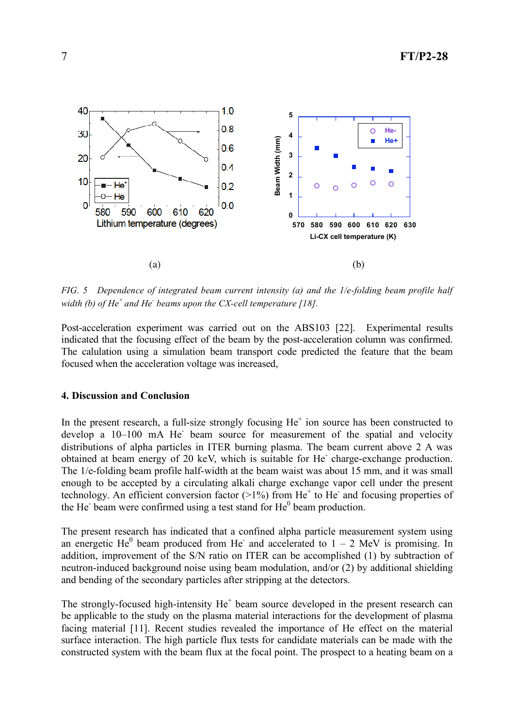(a)

(b)

*FIG. 5 Dependence of integrated beam current intensity (a) and the 1/e-folding beam profile half width (b) of $He^+$ and $He^-$ beams upon the CX-cell temperature [18].*

Post-acceleration experiment was carried out on the ABS103 [22]. Experimental results indicated that the focusing effect of the beam by the post-acceleration column was confirmed. The calulation using a simulation beam transport code predicted the feature that the beam focused when the acceleration voltage was increased,

## 4. Discussion and Conclusion

In the present research, a full-size strongly focusing $He^+$ ion source has been constructed to develop a 10–100 mA $He^-$ beam source for measurement of the spatial and velocity distributions of alpha particles in ITER burning plasma. The beam current above 2 A was obtained at beam energy of 20 keV, which is suitable for $He^-$ charge-exchange production. The 1/e-folding beam profile half-width at the beam waist was about 15 mm, and it was small enough to be accepted by a circulating alkali charge exchange vapor cell under the present technology. An efficient conversion factor (>1%) from $He^+$ to $He^-$ and focusing properties of the $He^-$ beam were confirmed using a test stand for $He^0$ beam production.

The present research has indicated that a confined alpha particle measurement system using an energetic $He^0$ beam produced from $He^-$ and accelerated to 1 – 2 MeV is promising. In addition, improvement of the S/N ratio on ITER can be accomplished (1) by subtraction of neutron-induced background noise using beam modulation, and/or (2) by additional shielding and bending of the secondary particles after stripping at the detectors.

The strongly-focused high-intensity $He^+$ beam source developed in the present research can be applicable to the study on the plasma material interactions for the development of plasma facing material [11]. Recent studies revealed the importance of He effect on the material surface interaction. The high particle flux tests for candidate materials can be made with the constructed system with the beam flux at the focal point. The prospect to a heating beam on a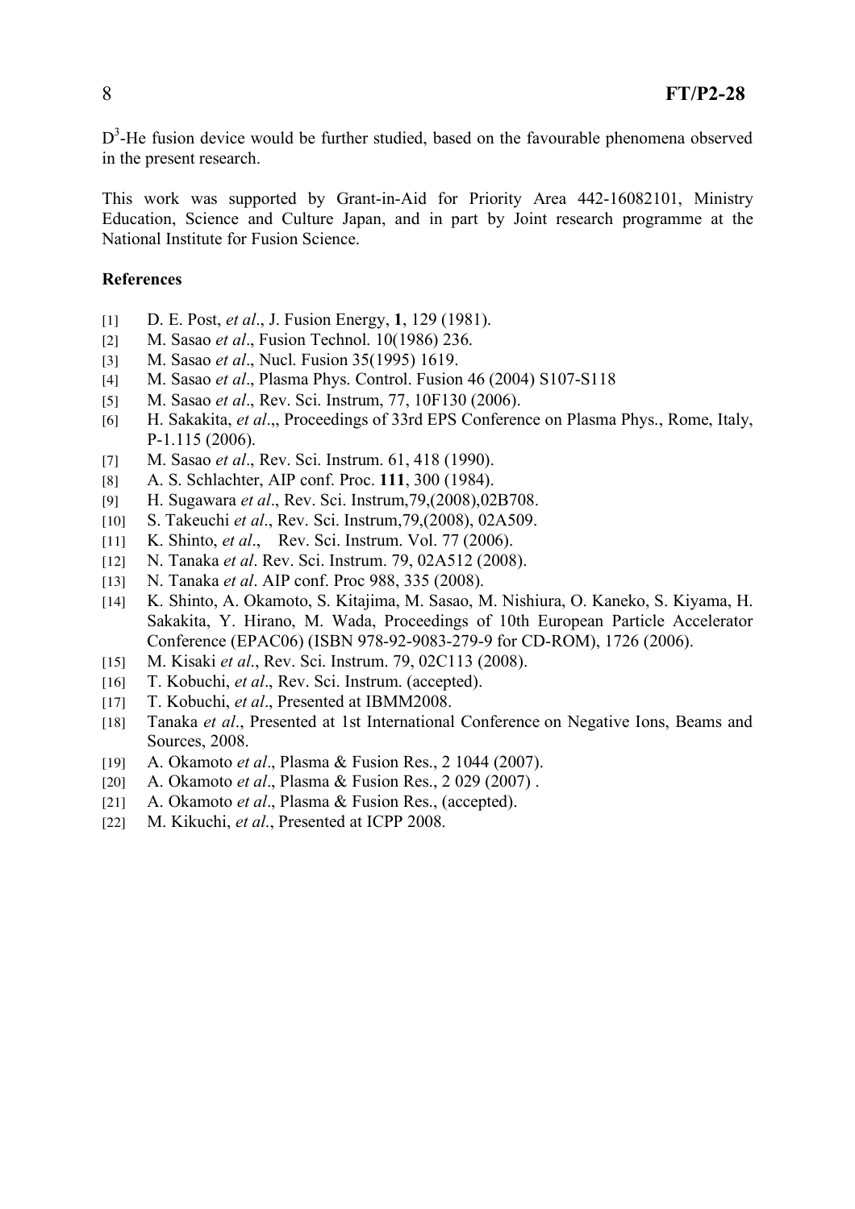$D^3$-He fusion device would be further studied, based on the favourable phenomena observed in the present research.

This work was supported by Grant-in-Aid for Priority Area 442-16082101, Ministry Education, Science and Culture Japan, and in part by Joint research programme at the National Institute for Fusion Science.

**References**

[1] D. E. Post, *et al*., J. Fusion Energy, **1**, 129 (1981).

[2] M. Sasao *et al*., Fusion Technol. 10(1986) 236.

[3] M. Sasao *et al*., Nucl. Fusion 35(1995) 1619.

[4] M. Sasao *et al*., Plasma Phys. Control. Fusion 46 (2004) S107-S118

[5] M. Sasao *et al*., Rev. Sci. Instrum, 77, 10F130 (2006).

[6] H. Sakakita, *et al*.,, Proceedings of 33rd EPS Conference on Plasma Phys., Rome, Italy, P-1.115 (2006).

[7] M. Sasao *et al*., Rev. Sci. Instrum. 61, 418 (1990).

[8] A. S. Schlachter, AIP conf. Proc. **111**, 300 (1984).

[9] H. Sugawara *et al*., Rev. Sci. Instrum,79,(2008),02B708.

[10] S. Takeuchi *et al*., Rev. Sci. Instrum,79,(2008), 02A509.

[11] K. Shinto, *et al*., Rev. Sci. Instrum. Vol. 77 (2006).

[12] N. Tanaka *et al*. Rev. Sci. Instrum. 79, 02A512 (2008).

[13] N. Tanaka *et al*. AIP conf. Proc 988, 335 (2008).

[14] K. Shinto, A. Okamoto, S. Kitajima, M. Sasao, M. Nishiura, O. Kaneko, S. Kiyama, H. Sakakita, Y. Hirano, M. Wada, Proceedings of 10th European Particle Accelerator Conference (EPAC06) (ISBN 978-92-9083-279-9 for CD-ROM), 1726 (2006).

[15] M. Kisaki *et al*., Rev. Sci. Instrum. 79, 02C113 (2008).

[16] T. Kobuchi, *et al*., Rev. Sci. Instrum. (accepted).

[17] T. Kobuchi, *et al*., Presented at IBMM2008.

[18] Tanaka *et al*., Presented at 1st International Conference on Negative Ions, Beams and Sources, 2008.

[19] A. Okamoto *et al*., Plasma & Fusion Res., 2 1044 (2007).

[20] A. Okamoto *et al*., Plasma & Fusion Res., 2 029 (2007) .

[21] A. Okamoto *et al*., Plasma & Fusion Res., (accepted).

[22] M. Kikuchi, *et al*., Presented at ICPP 2008.